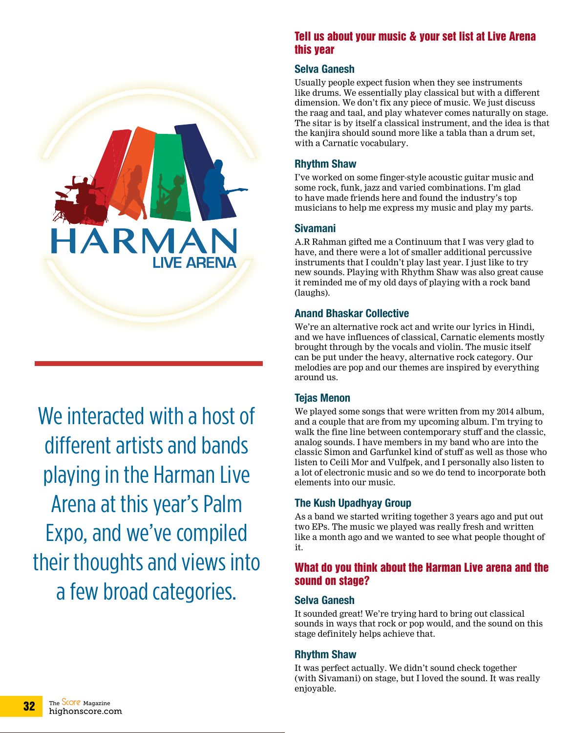We interacted with a host of different artists and bands playing in the Harman Live Arena at this year's Palm Expo, and we've compiled their thoughts and views into a few broad categories.

## Tell us about your music & your set list at Live Arena this year

### Selva Ganesh

Usually people expect fusion when they see instruments like drums. We essentially play classical but with a different dimension. We don't fix any piece of music. We just discuss the raag and taal, and play whatever comes naturally on stage. The sitar is by itself a classical instrument, and the idea is that the kanjira should sound more like a tabla than a drum set, with a Carnatic vocabulary.

### Rhythm Shaw

I've worked on some finger-style acoustic guitar music and some rock, funk, jazz and varied combinations. I'm glad to have made friends here and found the industry's top musicians to help me express my music and play my parts.

### Sivamani

A.R Rahman gifted me a Continuum that I was very glad to have, and there were a lot of smaller additional percussive instruments that I couldn't play last year. I just like to try new sounds. Playing with Rhythm Shaw was also great cause it reminded me of my old days of playing with a rock band (laughs).

### Anand Bhaskar Collective

We're an alternative rock act and write our lyrics in Hindi, and we have influences of classical, Carnatic elements mostly brought through by the vocals and violin. The music itself can be put under the heavy, alternative rock category. Our melodies are pop and our themes are inspired by everything around us.

### Tejas Menon

We played some songs that were written from my 2014 album, and a couple that are from my upcoming album. I'm trying to walk the fine line between contemporary stuff and the classic, analog sounds. I have members in my band who are into the classic Simon and Garfunkel kind of stuff as well as those who listen to Ceili Mor and Vulfpek, and I personally also listen to a lot of electronic music and so we do tend to incorporate both elements into our music.

### The Kush Upadhyay Group

As a band we started writing together 3 years ago and put out two EPs. The music we played was really fresh and written like a month ago and we wanted to see what people thought of it.

## What do you think about the Harman Live arena and the sound on stage?

### Selva Ganesh

It sounded great! We're trying hard to bring out classical sounds in ways that rock or pop would, and the sound on this stage definitely helps achieve that.

### Rhythm Shaw

It was perfect actually. We didn't sound check together (with Sivamani) on stage, but I loved the sound. It was really enjoyable.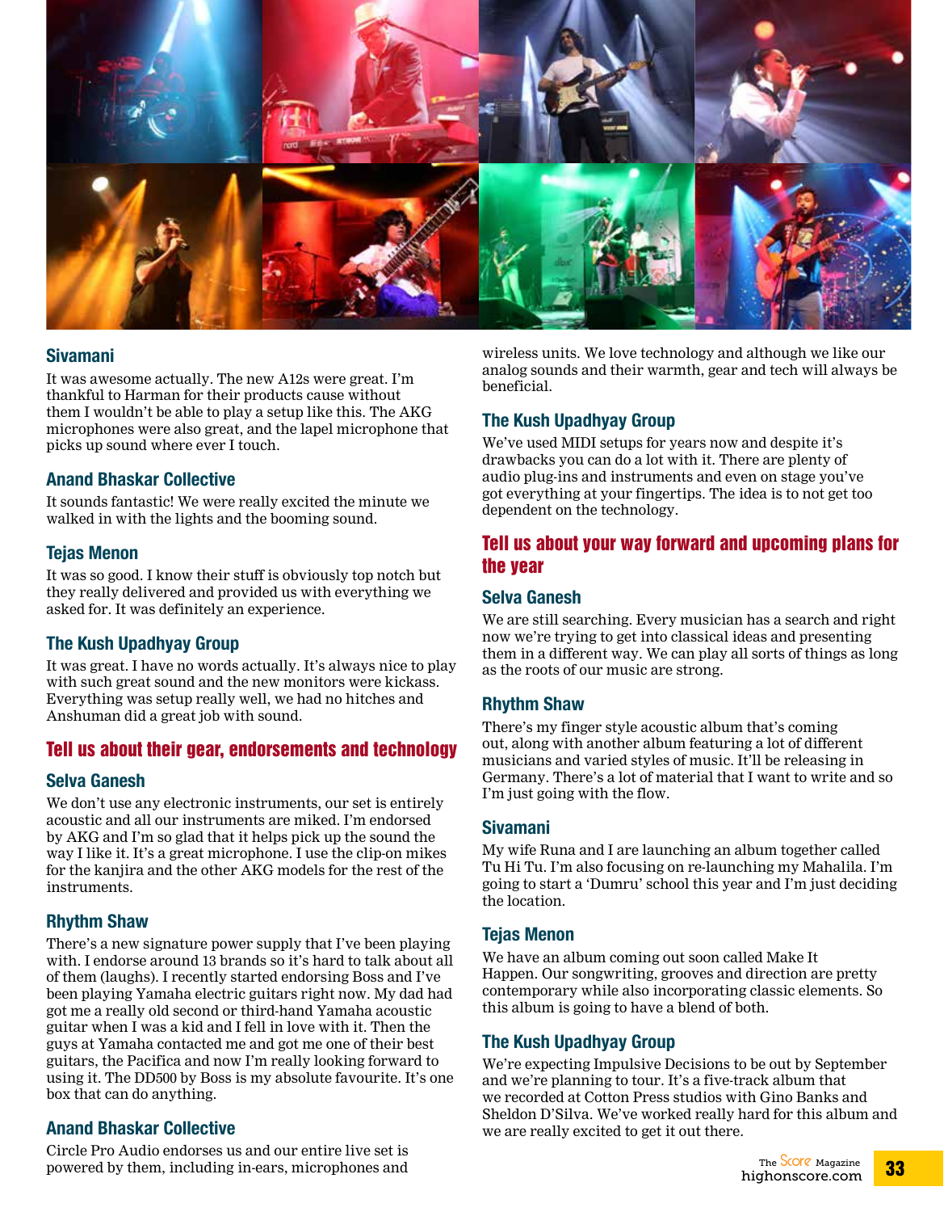### Sivamani

It was awesome actually. The new A12s were great. I'm thankful to Harman for their products cause without them I wouldn't be able to play a setup like this. The AKG microphones were also great, and the lapel microphone that picks up sound where ever I touch.

### Anand Bhaskar Collective

It sounds fantastic! We were really excited the minute we walked in with the lights and the booming sound.

### Tejas Menon

It was so good. I know their stuff is obviously top notch but they really delivered and provided us with everything we asked for. It was definitely an experience.

### The Kush Upadhyay Group

It was great. I have no words actually. It's always nice to play with such great sound and the new monitors were kickass. Everything was setup really well, we had no hitches and Anshuman did a great job with sound.

## Tell us about their gear, endorsements and technology

### Selva Ganesh

We don't use any electronic instruments, our set is entirely acoustic and all our instruments are miked. I'm endorsed by AKG and I'm so glad that it helps pick up the sound the way I like it. It's a great microphone. I use the clip-on mikes for the kanjira and the other AKG models for the rest of the instruments.

### Rhythm Shaw

There's a new signature power supply that I've been playing with. I endorse around 13 brands so it's hard to talk about all of them (laughs). I recently started endorsing Boss and I've been playing Yamaha electric guitars right now. My dad had got me a really old second or third-hand Yamaha acoustic guitar when I was a kid and I fell in love with it. Then the guys at Yamaha contacted me and got me one of their best guitars, the Pacifica and now I'm really looking forward to using it. The DD500 by Boss is my absolute favourite. It's one box that can do anything.

### Anand Bhaskar Collective

Circle Pro Audio endorses us and our entire live set is powered by them, including in-ears, microphones and wireless units. We love technology and although we like our analog sounds and their warmth, gear and tech will always be beneficial.

### The Kush Upadhyay Group

We've used MIDI setups for years now and despite it's drawbacks you can do a lot with it. There are plenty of audio plug-ins and instruments and even on stage you've got everything at your fingertips. The idea is to not get too dependent on the technology.

## Tell us about your way forward and upcoming plans for the year

### Selva Ganesh

We are still searching. Every musician has a search and right now we're trying to get into classical ideas and presenting them in a different way. We can play all sorts of things as long as the roots of our music are strong.

### Rhythm Shaw

There's my finger style acoustic album that's coming out, along with another album featuring a lot of different musicians and varied styles of music. It'll be releasing in Germany. There's a lot of material that I want to write and so I'm just going with the flow.

### Sivamani

My wife Runa and I are launching an album together called Tu Hi Tu. I'm also focusing on re-launching my Mahalila. I'm going to start a 'Dumru' school this year and I'm just deciding the location.

### Tejas Menon

We have an album coming out soon called Make It Happen. Our songwriting, grooves and direction are pretty contemporary while also incorporating classic elements. So this album is going to have a blend of both.

### The Kush Upadhyay Group

We're expecting Impulsive Decisions to be out by September and we're planning to tour. It's a five-track album that we recorded at Cotton Press studios with Gino Banks and Sheldon D'Silva. We've worked really hard for this album and we are really excited to get it out there.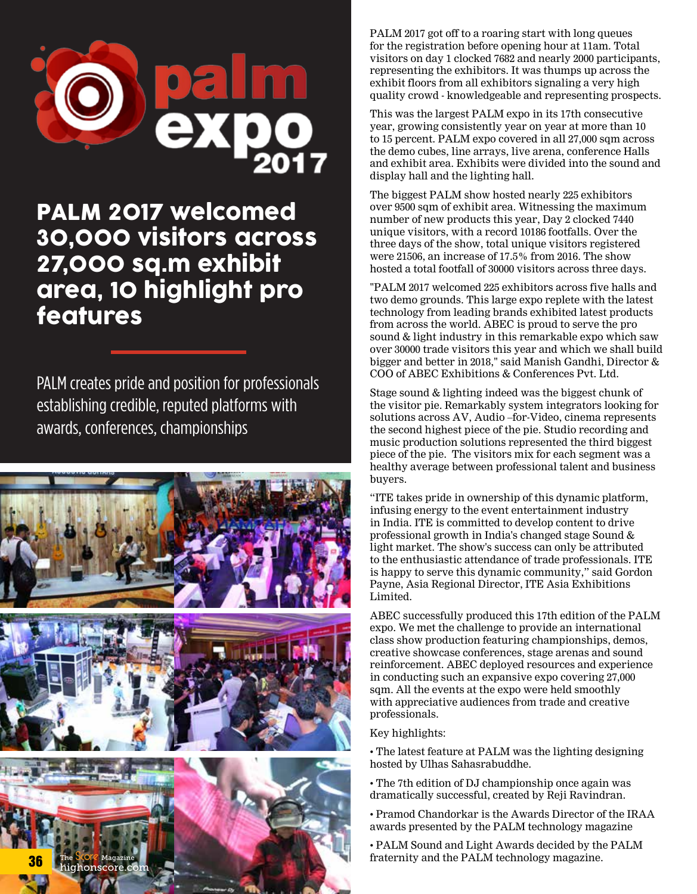# PALM 2017 welcomed 30,000 visitors across 27,000 sq.m exhibit area, 10 highlight pro features

PALM creates pride and position for professionals establishing credible, reputed platforms with awards, conferences, championships

PALM 2017 got off to a roaring start with long queues for the registration before opening hour at 11am. Total visitors on day 1 clocked 7682 and nearly 2000 participants, representing the exhibitors. It was thumps up across the exhibit floors from all exhibitors signaling a very high quality crowd - knowledgeable and representing prospects.

This was the largest PALM expo in its 17th consecutive year, growing consistently year on year at more than 10 to 15 percent. PALM expo covered in all 27,000 sqm across the demo cubes, line arrays, live arena, conference Halls and exhibit area. Exhibits were divided into the sound and display hall and the lighting hall.

The biggest PALM show hosted nearly 225 exhibitors over 9500 sqm of exhibit area. Witnessing the maximum number of new products this year, Day 2 clocked 7440 unique visitors, with a record 10186 footfalls. Over the three days of the show, total unique visitors registered were 21506, an increase of 17.5% from 2016. The show hosted a total footfall of 30000 visitors across three days.

"PALM 2017 welcomed 225 exhibitors across five halls and two demo grounds. This large expo replete with the latest technology from leading brands exhibited latest products from across the world. ABEC is proud to serve the pro sound & light industry in this remarkable expo which saw over 30000 trade visitors this year and which we shall build bigger and better in 2018," said Manish Gandhi, Director & COO of ABEC Exhibitions & Conferences Pvt. Ltd.

Stage sound & lighting indeed was the biggest chunk of the visitor pie. Remarkably system integrators looking for solutions across AV, Audio –for-Video, cinema represents the second highest piece of the pie. Studio recording and music production solutions represented the third biggest piece of the pie. The visitors mix for each segment was a healthy average between professional talent and business buyers.

"ITE takes pride in ownership of this dynamic platform, infusing energy to the event entertainment industry in India. ITE is committed to develop content to drive professional growth in India's changed stage Sound & light market. The show's success can only be attributed to the enthusiastic attendance of trade professionals. ITE is happy to serve this dynamic community," said Gordon Payne, Asia Regional Director, ITE Asia Exhibitions Limited.

ABEC successfully produced this 17th edition of the PALM expo. We met the challenge to provide an international class show production featuring championships, demos, creative showcase conferences, stage arenas and sound reinforcement. ABEC deployed resources and experience in conducting such an expansive expo covering 27,000 sqm. All the events at the expo were held smoothly with appreciative audiences from trade and creative professionals.

Key highlights:

- The latest feature at PALM was the lighting designing hosted by Ulhas Sahasrabuddhe.
- The 7th edition of DJ championship once again was dramatically successful, created by Reji Ravindran.
- Pramod Chandorkar is the Awards Director of the IRAA awards presented by the PALM technology magazine
- PALM Sound and Light Awards decided by the PALM fraternity and the PALM technology magazine.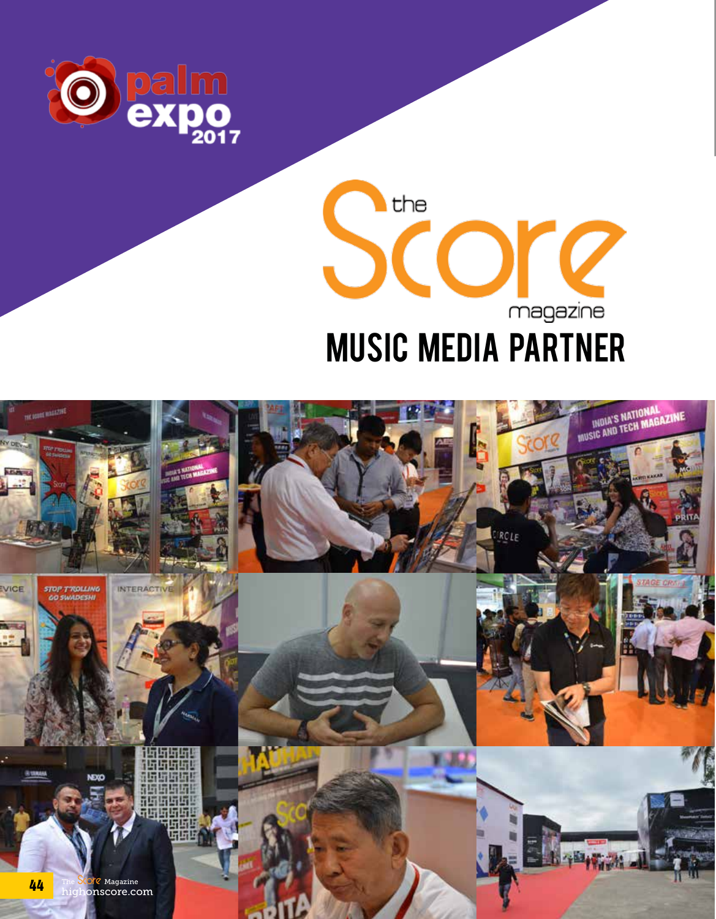palm expo 2017

the Score magazine

# MUSIC MEDIA PARTNER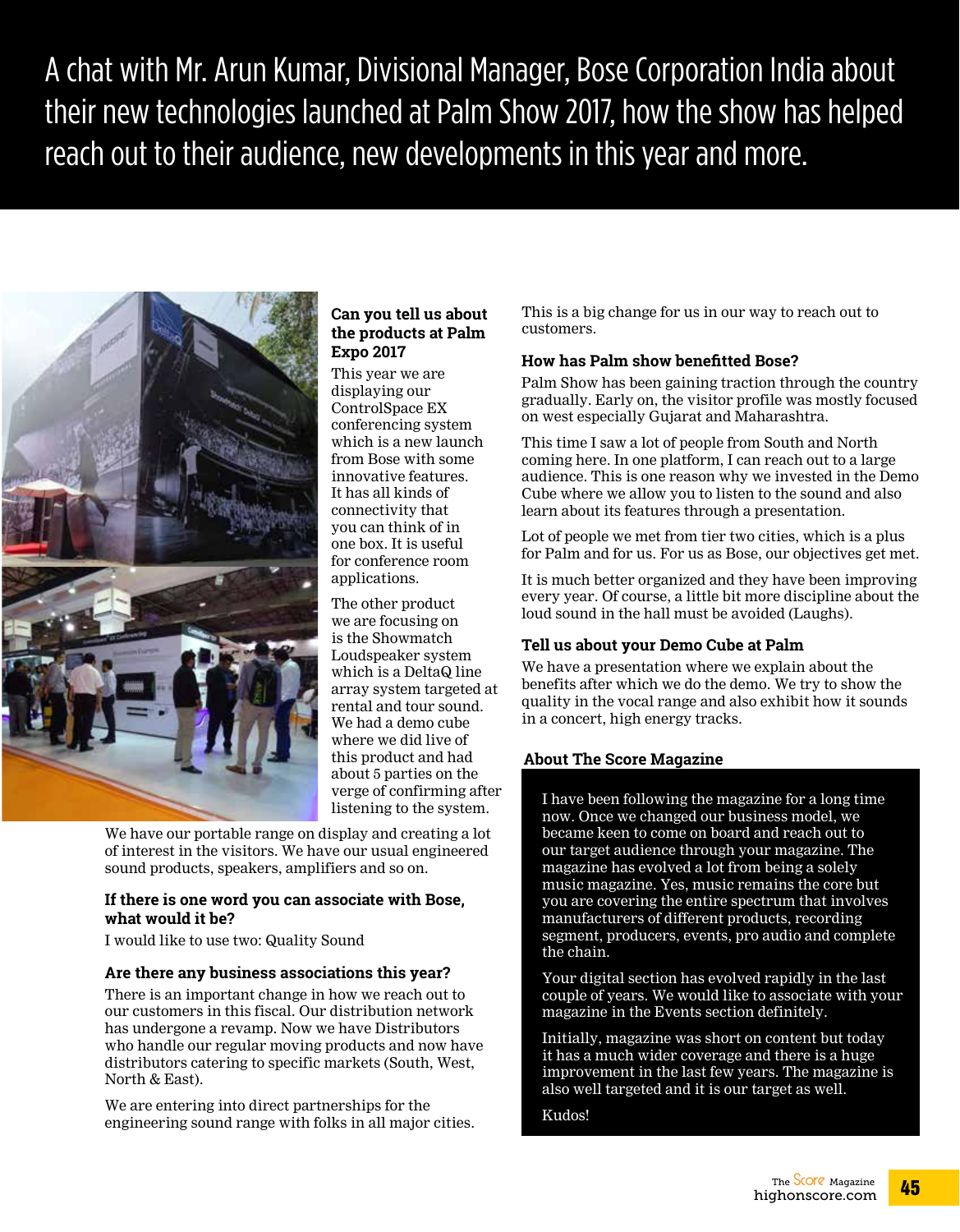# A chat with Mr. Arun Kumar, Divisional Manager, Bose Corporation India about their new technologies launched at Palm Show 2017, how the show has helped reach out to their audience, new developments in this year and more.

**Can you tell us about the products at Palm Expo 2017**

This year we are displaying our ControlSpace EX conferencing system which is a new launch from Bose with some innovative features. It has all kinds of connectivity that you can think of in one box. It is useful for conference room applications.

The other product we are focusing on is the Showmatch Loudspeaker system which is a DeltaQ line array system targeted at rental and tour sound. We had a demo cube where we did live of this product and had about 5 parties on the verge of confirming after listening to the system.

We have our portable range on display and creating a lot of interest in the visitors. We have our usual engineered sound products, speakers, amplifiers and so on.

**If there is one word you can associate with Bose, what would it be?**

I would like to use two: Quality Sound

**Are there any business associations this year?**

There is an important change in how we reach out to our customers in this fiscal. Our distribution network has undergone a revamp. Now we have Distributors who handle our regular moving products and now have distributors catering to specific markets (South, West, North & East).

We are entering into direct partnerships for the engineering sound range with folks in all major cities.

This is a big change for us in our way to reach out to customers.

**How has Palm show benefitted Bose?**

Palm Show has been gaining traction through the country gradually. Early on, the visitor profile was mostly focused on west especially Gujarat and Maharashtra.

This time I saw a lot of people from South and North coming here. In one platform, I can reach out to a large audience. This is one reason why we invested in the Demo Cube where we allow you to listen to the sound and also learn about its features through a presentation.

Lot of people we met from tier two cities, which is a plus for Palm and for us. For us as Bose, our objectives get met.

It is much better organized and they have been improving every year. Of course, a little bit more discipline about the loud sound in the hall must be avoided (Laughs).

**Tell us about your Demo Cube at Palm**

We have a presentation where we explain about the benefits after which we do the demo. We try to show the quality in the vocal range and also exhibit how it sounds in a concert, high energy tracks.

**About The Score Magazine**

I have been following the magazine for a long time now. Once we changed our business model, we became keen to come on board and reach out to our target audience through your magazine. The magazine has evolved a lot from being a solely music magazine. Yes, music remains the core but you are covering the entire spectrum that involves manufacturers of different products, recording segment, producers, events, pro audio and complete the chain.

Your digital section has evolved rapidly in the last couple of years. We would like to associate with your magazine in the Events section definitely.

Initially, magazine was short on content but today it has a much wider coverage and there is a huge improvement in the last few years. The magazine is also well targeted and it is our target as well.

Kudos!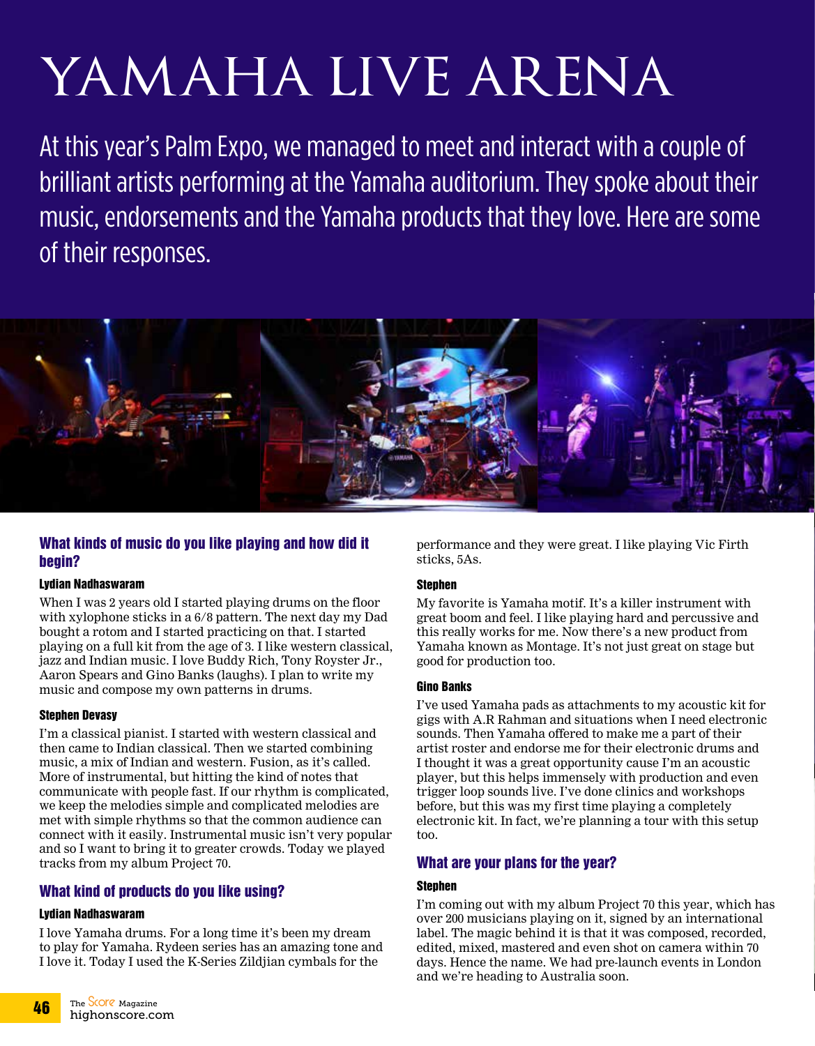# YAMAHA LIVE ARENA

At this year's Palm Expo, we managed to meet and interact with a couple of brilliant artists performing at the Yamaha auditorium. They spoke about their music, endorsements and the Yamaha products that they love. Here are some of their responses.

## What kinds of music do you like playing and how did it begin?

#### Lydian Nadhaswaram

When I was 2 years old I started playing drums on the floor with xylophone sticks in a 6/8 pattern. The next day my Dad bought a rotom and I started practicing on that. I started playing on a full kit from the age of 3. I like western classical, jazz and Indian music. I love Buddy Rich, Tony Royster Jr., Aaron Spears and Gino Banks (laughs). I plan to write my music and compose my own patterns in drums.

#### Stephen Devasy

I'm a classical pianist. I started with western classical and then came to Indian classical. Then we started combining music, a mix of Indian and western. Fusion, as it's called. More of instrumental, but hitting the kind of notes that communicate with people fast. If our rhythm is complicated, we keep the melodies simple and complicated melodies are met with simple rhythms so that the common audience can connect with it easily. Instrumental music isn't very popular and so I want to bring it to greater crowds. Today we played tracks from my album Project 70.

## What kind of products do you like using?

#### Lydian Nadhaswaram

I love Yamaha drums. For a long time it's been my dream to play for Yamaha. Rydeen series has an amazing tone and I love it. Today I used the K-Series Zildjian cymbals for the performance and they were great. I like playing Vic Firth sticks, 5As.

#### Stephen

My favorite is Yamaha motif. It's a killer instrument with great boom and feel. I like playing hard and percussive and this really works for me. Now there's a new product from Yamaha known as Montage. It's not just great on stage but good for production too.

#### Gino Banks

I've used Yamaha pads as attachments to my acoustic kit for gigs with A.R Rahman and situations when I need electronic sounds. Then Yamaha offered to make me a part of their artist roster and endorse me for their electronic drums and I thought it was a great opportunity cause I'm an acoustic player, but this helps immensely with production and even trigger loop sounds live. I've done clinics and workshops before, but this was my first time playing a completely electronic kit. In fact, we're planning a tour with this setup too.

## What are your plans for the year?

#### Stephen

I'm coming out with my album Project 70 this year, which has over 200 musicians playing on it, signed by an international label. The magic behind it is that it was composed, recorded, edited, mixed, mastered and even shot on camera within 70 days. Hence the name. We had pre-launch events in London and we're heading to Australia soon.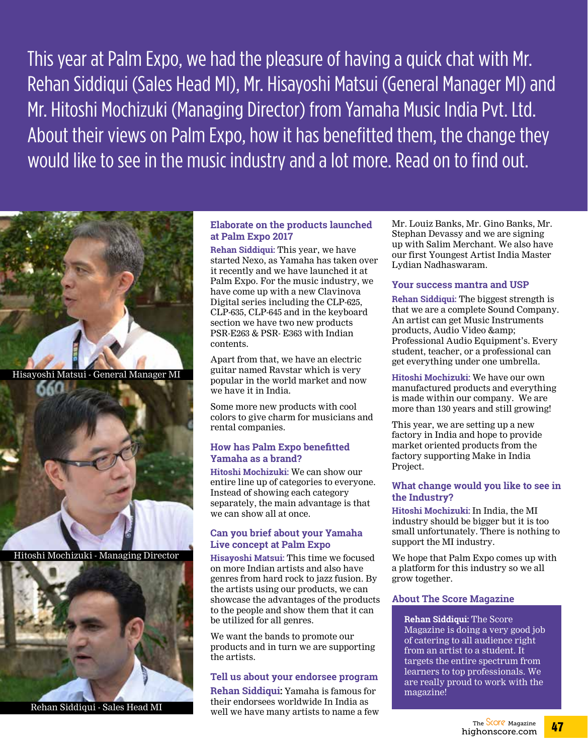This year at Palm Expo, we had the pleasure of having a quick chat with Mr. Rehan Siddiqui (Sales Head MI), Mr. Hisayoshi Matsui (General Manager MI) and Mr. Hitoshi Mochizuki (Managing Director) from Yamaha Music India Pvt. Ltd. About their views on Palm Expo, how it has benefitted them, the change they would like to see in the music industry and a lot more. Read on to find out.

Hisayoshi Matsui - General Manager MI

Hitoshi Mochizuki - Managing Director

Rehan Siddiqui - Sales Head MI

### Elaborate on the products launched at Palm Expo 2017

**Rehan Siddiqui:** This year, we have started Nexo, as Yamaha has taken over it recently and we have launched it at Palm Expo. For the music industry, we have come up with a new Clavinova Digital series including the CLP-625, CLP-635, CLP-645 and in the keyboard section we have two new products PSR-E263 & PSR- E363 with Indian contents.

Apart from that, we have an electric guitar named Ravstar which is very popular in the world market and now we have it in India.

Some more new products with cool colors to give charm for musicians and rental companies.

### How has Palm Expo benefitted Yamaha as a brand?

**Hitoshi Mochizuki:** We can show our entire line up of categories to everyone. Instead of showing each category separately, the main advantage is that we can show all at once.

### Can you brief about your Yamaha Live concept at Palm Expo

**Hisayoshi Matsui:** This time we focused on more Indian artists and also have genres from hard rock to jazz fusion. By the artists using our products, we can showcase the advantages of the products to the people and show them that it can be utilized for all genres.

We want the bands to promote our products and in turn we are supporting the artists.

### Tell us about your endorsee program

**Rehan Siddiqui:** Yamaha is famous for their endorsees worldwide In India as well we have many artists to name a few Mr. Louiz Banks, Mr. Gino Banks, Mr. Stephan Devassy and we are signing up with Salim Merchant. We also have our first Youngest Artist India Master Lydian Nadhaswaram.

### Your success mantra and USP

**Rehan Siddiqui:** The biggest strength is that we are a complete Sound Company. An artist can get Music Instruments products, Audio Video &amp; Professional Audio Equipment's. Every student, teacher, or a professional can get everything under one umbrella.

**Hitoshi Mochizuki:** We have our own manufactured products and everything is made within our company. We are more than 130 years and still growing!

This year, we are setting up a new factory in India and hope to provide market oriented products from the factory supporting Make in India Project.

### What change would you like to see in the Industry?

**Hitoshi Mochizuki:** In India, the MI industry should be bigger but it is too small unfortunately. There is nothing to support the MI industry.

We hope that Palm Expo comes up with a platform for this industry so we all grow together.

### About The Score Magazine

**Rehan Siddiqui:** The Score Magazine is doing a very good job of catering to all audience right from an artist to a student. It targets the entire spectrum from learners to top professionals. We are really proud to work with the magazine!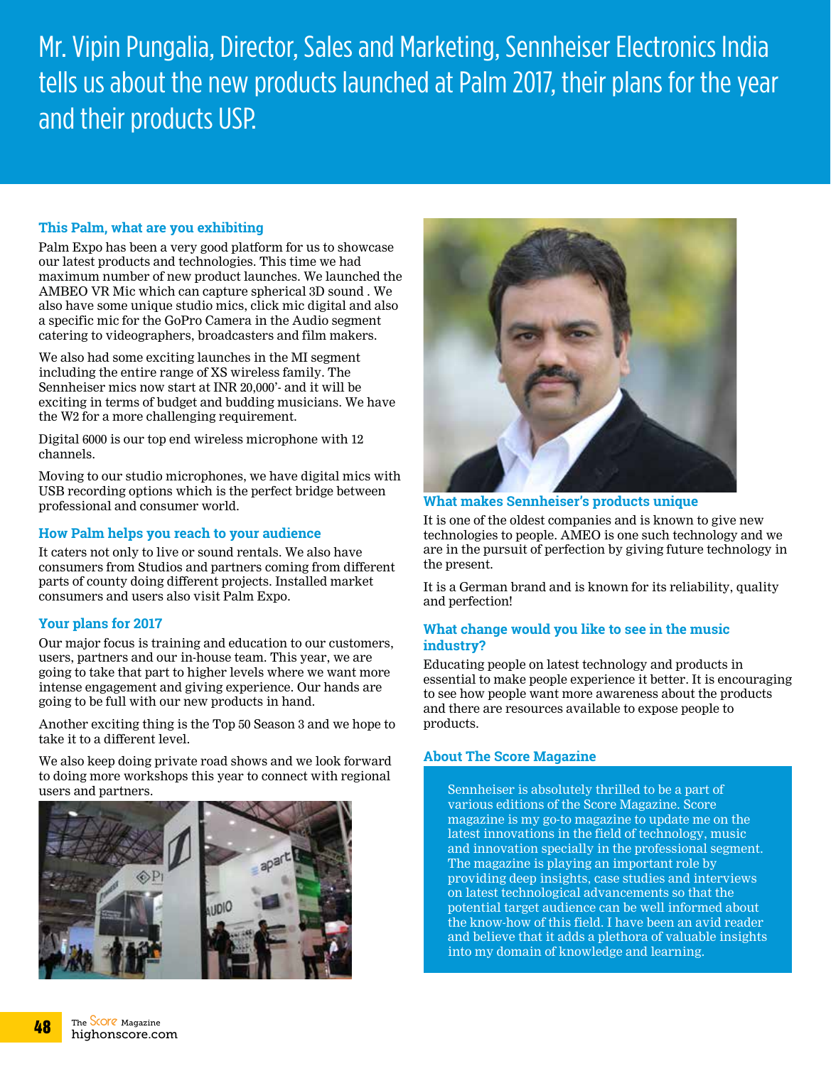# Mr. Vipin Pungalia, Director, Sales and Marketing, Sennheiser Electronics India tells us about the new products launched at Palm 2017, their plans for the year and their products USP.

### This Palm, what are you exhibiting

Palm Expo has been a very good platform for us to showcase our latest products and technologies. This time we had maximum number of new product launches. We launched the AMBEO VR Mic which can capture spherical 3D sound . We also have some unique studio mics, click mic digital and also a specific mic for the GoPro Camera in the Audio segment catering to videographers, broadcasters and film makers.

We also had some exciting launches in the MI segment including the entire range of XS wireless family. The Sennheiser mics now start at INR 20,000'- and it will be exciting in terms of budget and budding musicians. We have the W2 for a more challenging requirement.

Digital 6000 is our top end wireless microphone with 12 channels.

Moving to our studio microphones, we have digital mics with USB recording options which is the perfect bridge between professional and consumer world.

### How Palm helps you reach to your audience

It caters not only to live or sound rentals. We also have consumers from Studios and partners coming from different parts of county doing different projects. Installed market consumers and users also visit Palm Expo.

### Your plans for 2017

Our major focus is training and education to our customers, users, partners and our in-house team. This year, we are going to take that part to higher levels where we want more intense engagement and giving experience. Our hands are going to be full with our new products in hand.

Another exciting thing is the Top 50 Season 3 and we hope to take it to a different level.

We also keep doing private road shows and we look forward to doing more workshops this year to connect with regional users and partners.

### What makes Sennheiser's products unique

It is one of the oldest companies and is known to give new technologies to people. AMEO is one such technology and we are in the pursuit of perfection by giving future technology in the present.

It is a German brand and is known for its reliability, quality and perfection!

### What change would you like to see in the music industry?

Educating people on latest technology and products in essential to make people experience it better. It is encouraging to see how people want more awareness about the products and there are resources available to expose people to products.

### About The Score Magazine

Sennheiser is absolutely thrilled to be a part of various editions of the Score Magazine. Score magazine is my go-to magazine to update me on the latest innovations in the field of technology, music and innovation specially in the professional segment. The magazine is playing an important role by providing deep insights, case studies and interviews on latest technological advancements so that the potential target audience can be well informed about the know-how of this field. I have been an avid reader and believe that it adds a plethora of valuable insights into my domain of knowledge and learning.